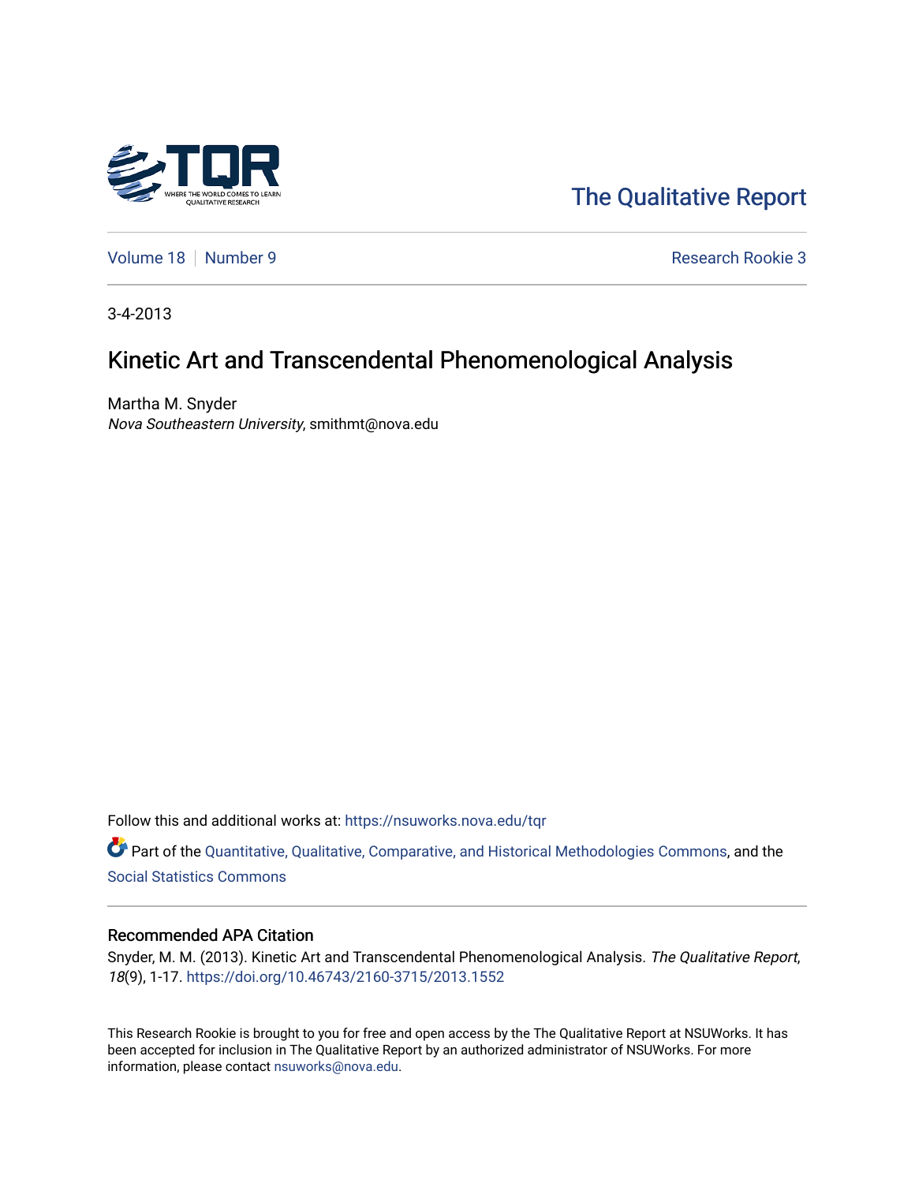The Qualitative Report

Volume 18 | Number 9

Research Rookie 3

3-4-2013

# Kinetic Art and Transcendental Phenomenological Analysis

Martha M. Snyder
*Nova Southeastern University*, smithmt@nova.edu

Follow this and additional works at: https://nsuworks.nova.edu/tqr

Part of the Quantitative, Qualitative, Comparative, and Historical Methodologies Commons, and the Social Statistics Commons

## Recommended APA Citation

Snyder, M. M. (2013). Kinetic Art and Transcendental Phenomenological Analysis. *The Qualitative Report*, *18*(9), 1-17. https://doi.org/10.46743/2160-3715/2013.1552

This Research Rookie is brought to you for free and open access by the The Qualitative Report at NSUWorks. It has been accepted for inclusion in The Qualitative Report by an authorized administrator of NSUWorks. For more information, please contact nsuworks@nova.edu.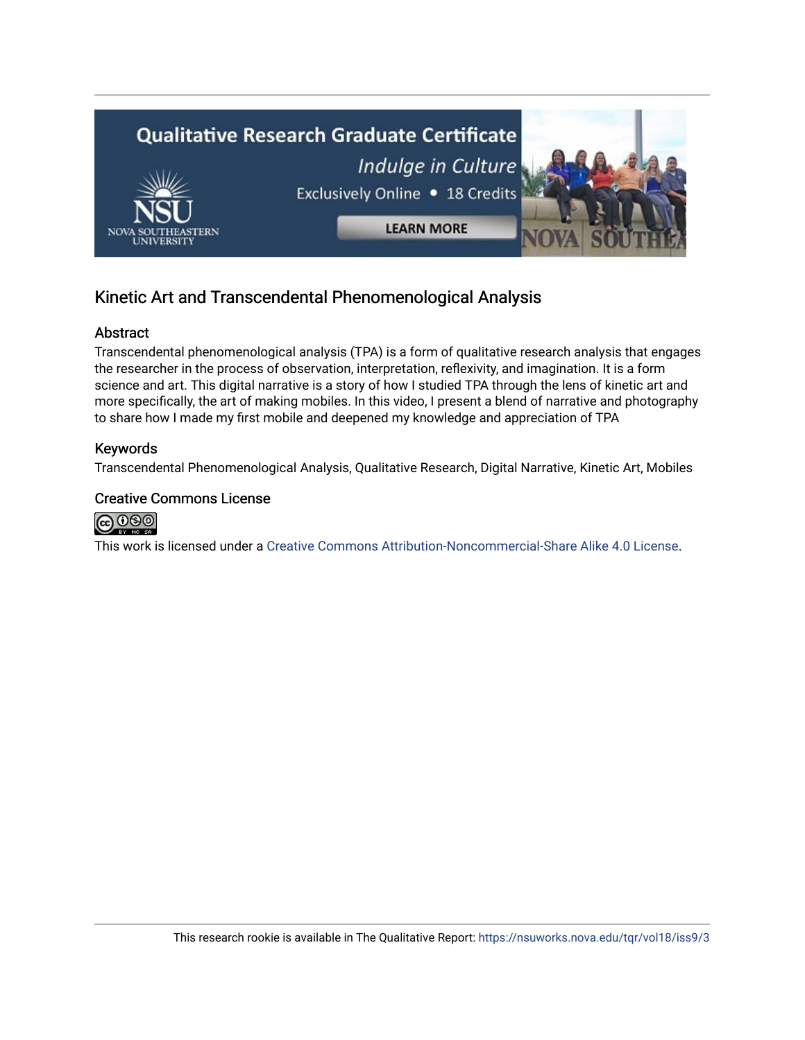## Kinetic Art and Transcendental Phenomenological Analysis

### Abstract

Transcendental phenomenological analysis (TPA) is a form of qualitative research analysis that engages the researcher in the process of observation, interpretation, reflexivity, and imagination. It is a form science and art. This digital narrative is a story of how I studied TPA through the lens of kinetic art and more specifically, the art of making mobiles. In this video, I present a blend of narrative and photography to share how I made my first mobile and deepened my knowledge and appreciation of TPA

### Keywords

Transcendental Phenomenological Analysis, Qualitative Research, Digital Narrative, Kinetic Art, Mobiles

### Creative Commons License

This work is licensed under a Creative Commons Attribution-Noncommercial-Share Alike 4.0 License.

This research rookie is available in The Qualitative Report: https://nsuworks.nova.edu/tqr/vol18/iss9/3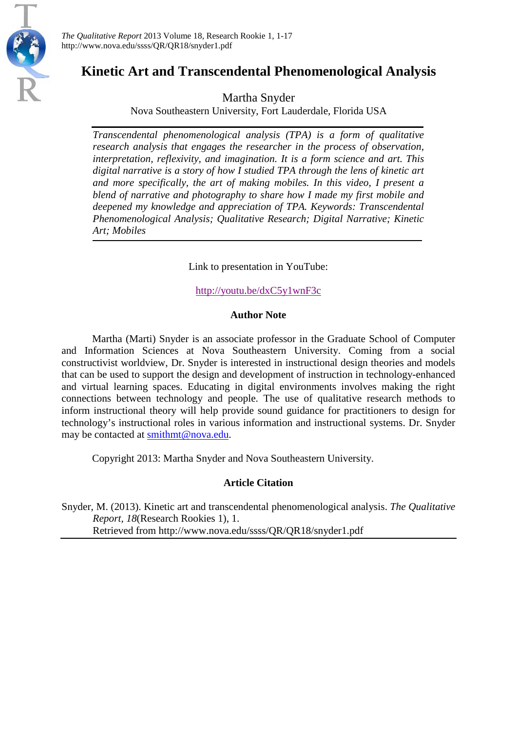# Kinetic Art and Transcendental Phenomenological Analysis

Martha Snyder
Nova Southeastern University, Fort Lauderdale, Florida USA

*Transcendental phenomenological analysis (TPA) is a form of qualitative research analysis that engages the researcher in the process of observation, interpretation, reflexivity, and imagination. It is a form science and art. This digital narrative is a story of how I studied TPA through the lens of kinetic art and more specifically, the art of making mobiles. In this video, I present a blend of narrative and photography to share how I made my first mobile and deepened my knowledge and appreciation of TPA. Keywords: Transcendental Phenomenological Analysis; Qualitative Research; Digital Narrative; Kinetic Art; Mobiles*

Link to presentation in YouTube:

http://youtu.be/dxC5y1wnF3c

### Author Note

Martha (Marti) Snyder is an associate professor in the Graduate School of Computer and Information Sciences at Nova Southeastern University. Coming from a social constructivist worldview, Dr. Snyder is interested in instructional design theories and models that can be used to support the design and development of instruction in technology-enhanced and virtual learning spaces. Educating in digital environments involves making the right connections between technology and people. The use of qualitative research methods to inform instructional theory will help provide sound guidance for practitioners to design for technology's instructional roles in various information and instructional systems. Dr. Snyder may be contacted at smithmt@nova.edu.

Copyright 2013: Martha Snyder and Nova Southeastern University.

### Article Citation

Snyder, M. (2013). Kinetic art and transcendental phenomenological analysis. *The Qualitative Report, 18*(Research Rookies 1), 1. Retrieved from http://www.nova.edu/ssss/QR/QR18/snyder1.pdf